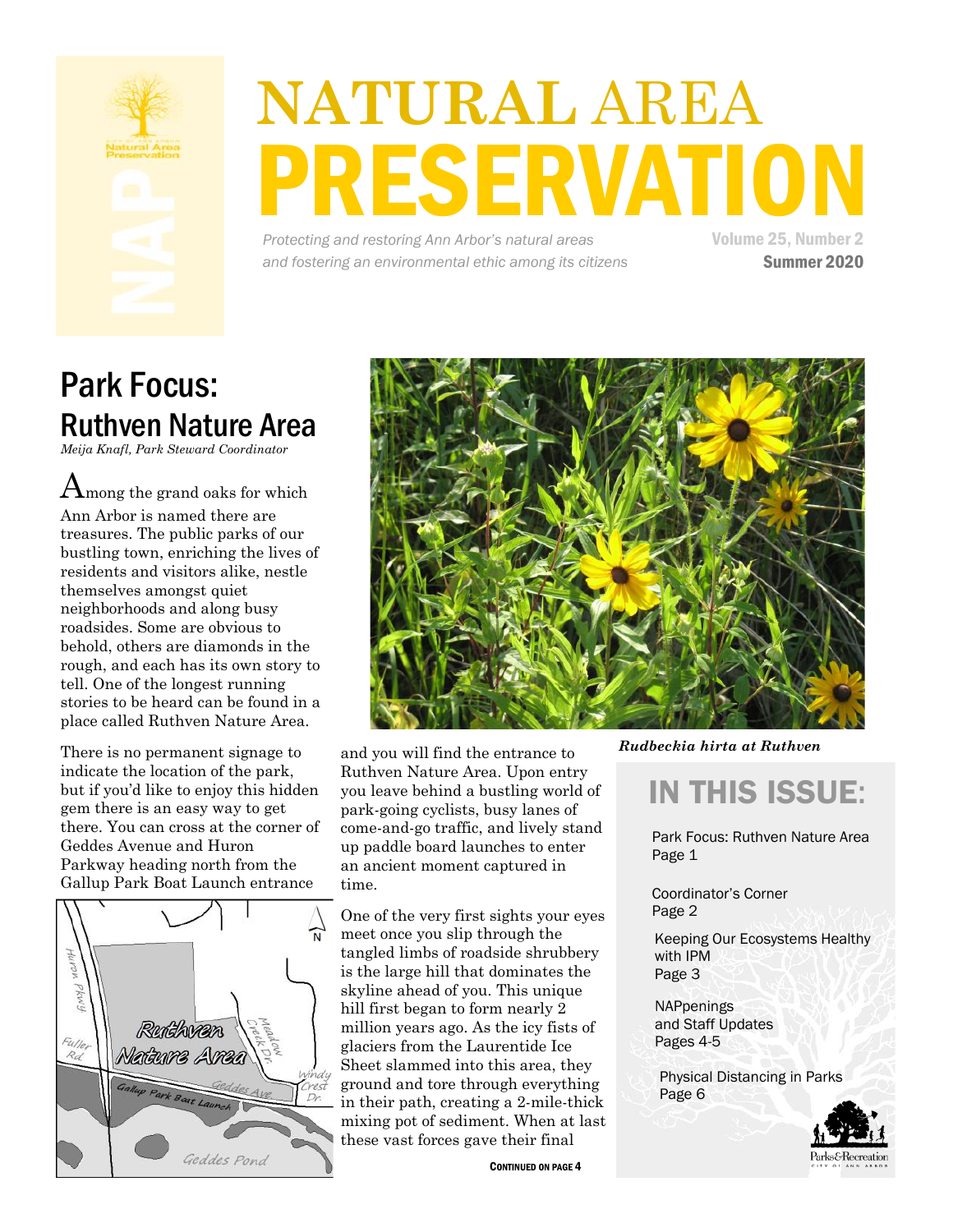// Masthead
# NATURAL AREA PRESERVATION

*Protecting and restoring Ann Arbor's natural areas and fostering an environmental ethic among its citizens*

Volume 25, Number 2
**Summer 2020**

## Park Focus: Ruthven Nature Area

*Meija Knafl, Park Steward Coordinator*

Among the grand oaks for which Ann Arbor is named there are treasures. The public parks of our bustling town, enriching the lives of residents and visitors alike, nestle themselves amongst quiet neighborhoods and along busy roadsides. Some are obvious to behold, others are diamonds in the rough, and each has its own story to tell. One of the longest running stories to be heard can be found in a place called Ruthven Nature Area.

There is no permanent signage to indicate the location of the park, but if you'd like to enjoy this hidden gem there is an easy way to get there. You can cross at the corner of Geddes Avenue and Huron Parkway heading north from the Gallup Park Boat Launch entrance and you will find the entrance to Ruthven Nature Area. Upon entry you leave behind a bustling world of park-going cyclists, busy lanes of come-and-go traffic, and lively stand up paddle board launches to enter an ancient moment captured in time.

One of the very first sights your eyes meet once you slip through the tangled limbs of roadside shrubbery is the large hill that dominates the skyline ahead of you. This unique hill first began to form nearly 2 million years ago. As the icy fists of glaciers from the Laurentide Ice Sheet slammed into this area, they ground and tore through everything in their path, creating a 2-mile-thick mixing pot of sediment. When at last these vast forces gave their final

**Continued on page 4**

***Rudbeckia hirta* at Ruthven**

## IN THIS ISSUE:

- Park Focus: Ruthven Nature Area — Page 1
- Coordinator's Corner — Page 2
- Keeping Our Ecosystems Healthy with IPM — Page 3
- NAPpenings and Staff Updates — Pages 4-5
- Physical Distancing in Parks — Page 6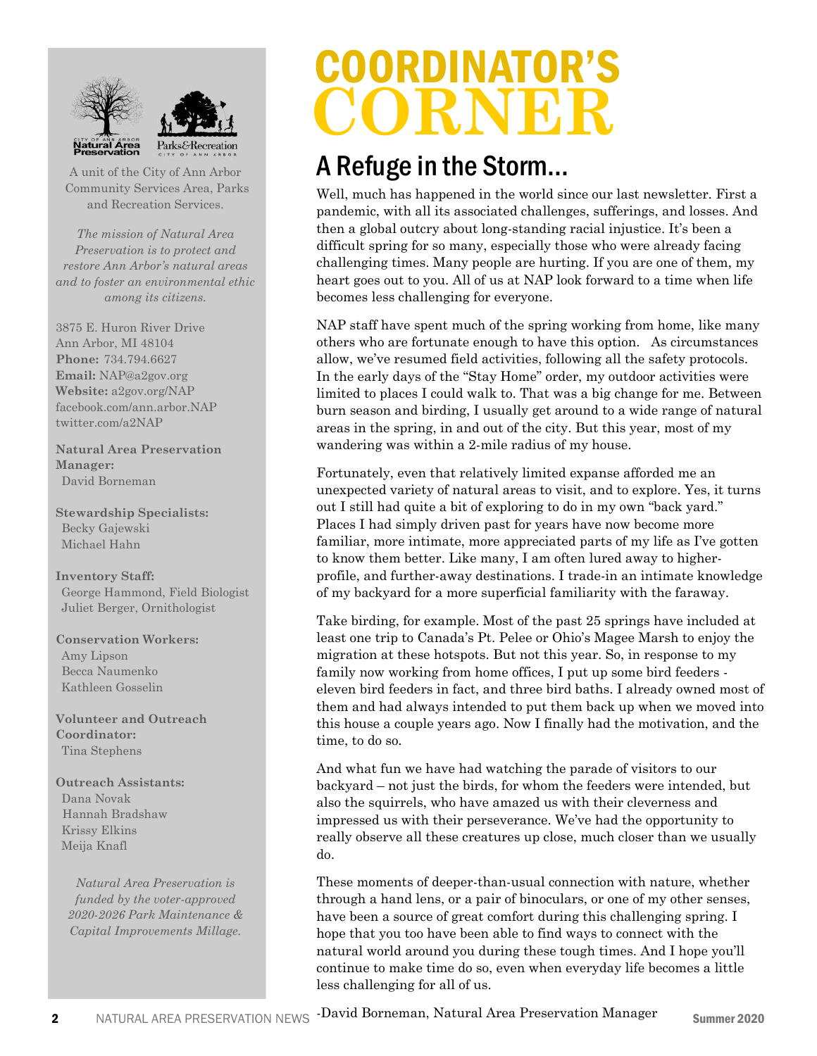# COORDINATOR'S CORNER

## A Refuge in the Storm...

Well, much has happened in the world since our last newsletter. First a pandemic, with all its associated challenges, sufferings, and losses. And then a global outcry about long-standing racial injustice. It's been a difficult spring for so many, especially those who were already facing challenging times. Many people are hurting. If you are one of them, my heart goes out to you. All of us at NAP look forward to a time when life becomes less challenging for everyone.

NAP staff have spent much of the spring working from home, like many others who are fortunate enough to have this option. As circumstances allow, we've resumed field activities, following all the safety protocols. In the early days of the "Stay Home" order, my outdoor activities were limited to places I could walk to. That was a big change for me. Between burn season and birding, I usually get around to a wide range of natural areas in the spring, in and out of the city. But this year, most of my wandering was within a 2-mile radius of my house.

Fortunately, even that relatively limited expanse afforded me an unexpected variety of natural areas to visit, and to explore. Yes, it turns out I still had quite a bit of exploring to do in my own "back yard." Places I had simply driven past for years have now become more familiar, more intimate, more appreciated parts of my life as I've gotten to know them better. Like many, I am often lured away to higher-profile, and further-away destinations. I trade-in an intimate knowledge of my backyard for a more superficial familiarity with the faraway.

Take birding, for example. Most of the past 25 springs have included at least one trip to Canada's Pt. Pelee or Ohio's Magee Marsh to enjoy the migration at these hotspots. But not this year. So, in response to my family now working from home offices, I put up some bird feeders - eleven bird feeders in fact, and three bird baths. I already owned most of them and had always intended to put them back up when we moved into this house a couple years ago. Now I finally had the motivation, and the time, to do so.

And what fun we have had watching the parade of visitors to our backyard – not just the birds, for whom the feeders were intended, but also the squirrels, who have amazed us with their cleverness and impressed us with their perseverance. We've had the opportunity to really observe all these creatures up close, much closer than we usually do.

These moments of deeper-than-usual connection with nature, whether through a hand lens, or a pair of binoculars, or one of my other senses, have been a source of great comfort during this challenging spring. I hope that you too have been able to find ways to connect with the natural world around you during these tough times. And I hope you'll continue to make time do so, even when everyday life becomes a little less challenging for all of us.

-David Borneman, Natural Area Preservation Manager

---

City of Ann Arbor Natural Area Preservation | Parks&Recreation City of Ann Arbor

A unit of the City of Ann Arbor Community Services Area, Parks and Recreation Services.

*The mission of Natural Area Preservation is to protect and restore Ann Arbor's natural areas and to foster an environmental ethic among its citizens.*

3875 E. Huron River Drive
Ann Arbor, MI 48104
**Phone:** 734.794.6627
**Email:** NAP@a2gov.org
**Website:** a2gov.org/NAP
facebook.com/ann.arbor.NAP
twitter.com/a2NAP

**Natural Area Preservation Manager:**
David Borneman

**Stewardship Specialists:**
Becky Gajewski
Michael Hahn

**Inventory Staff:**
George Hammond, Field Biologist
Juliet Berger, Ornithologist

**Conservation Workers:**
Amy Lipson
Becca Naumenko
Kathleen Gosselin

**Volunteer and Outreach Coordinator:**
Tina Stephens

**Outreach Assistants:**
Dana Novak
Hannah Bradshaw
Krissy Elkins
Meija Knafl

*Natural Area Preservation is funded by the voter-approved 2020-2026 Park Maintenance & Capital Improvements Millage.*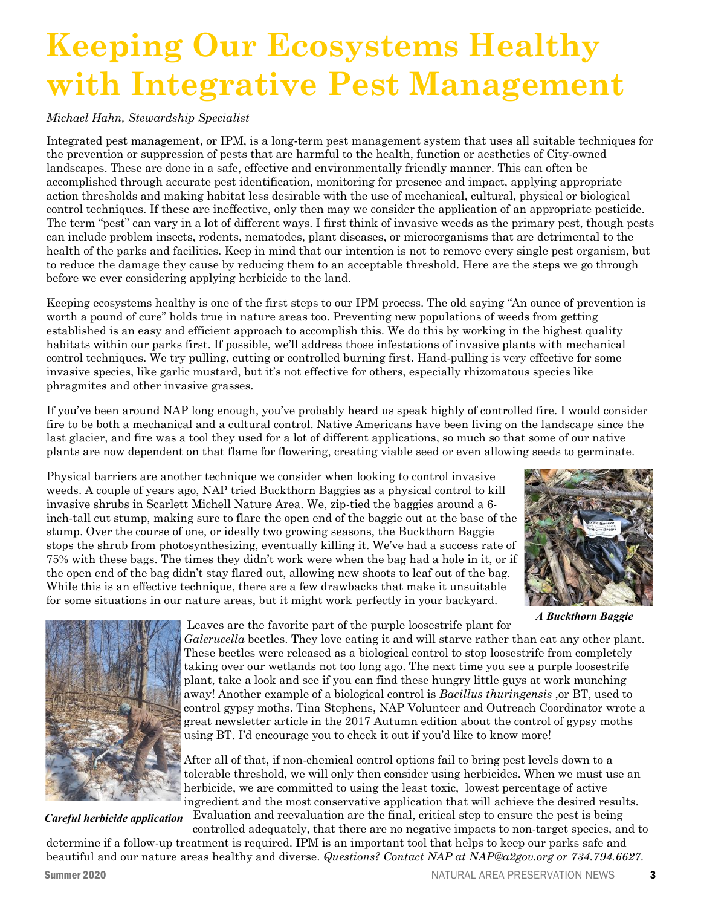# Keeping Our Ecosystems Healthy with Integrative Pest Management

*Michael Hahn, Stewardship Specialist*

Integrated pest management, or IPM, is a long-term pest management system that uses all suitable techniques for the prevention or suppression of pests that are harmful to the health, function or aesthetics of City-owned landscapes. These are done in a safe, effective and environmentally friendly manner. This can often be accomplished through accurate pest identification, monitoring for presence and impact, applying appropriate action thresholds and making habitat less desirable with the use of mechanical, cultural, physical or biological control techniques. If these are ineffective, only then may we consider the application of an appropriate pesticide. The term "pest" can vary in a lot of different ways. I first think of invasive weeds as the primary pest, though pests can include problem insects, rodents, nematodes, plant diseases, or microorganisms that are detrimental to the health of the parks and facilities. Keep in mind that our intention is not to remove every single pest organism, but to reduce the damage they cause by reducing them to an acceptable threshold. Here are the steps we go through before we ever considering applying herbicide to the land.

Keeping ecosystems healthy is one of the first steps to our IPM process. The old saying "An ounce of prevention is worth a pound of cure" holds true in nature areas too. Preventing new populations of weeds from getting established is an easy and efficient approach to accomplish this. We do this by working in the highest quality habitats within our parks first. If possible, we'll address those infestations of invasive plants with mechanical control techniques. We try pulling, cutting or controlled burning first. Hand-pulling is very effective for some invasive species, like garlic mustard, but it's not effective for others, especially rhizomatous species like phragmites and other invasive grasses.

If you've been around NAP long enough, you've probably heard us speak highly of controlled fire. I would consider fire to be both a mechanical and a cultural control. Native Americans have been living on the landscape since the last glacier, and fire was a tool they used for a lot of different applications, so much so that some of our native plants are now dependent on that flame for flowering, creating viable seed or even allowing seeds to germinate.

Physical barriers are another technique we consider when looking to control invasive weeds. A couple of years ago, NAP tried Buckthorn Baggies as a physical control to kill invasive shrubs in Scarlett Michell Nature Area. We, zip-tied the baggies around a 6-inch-tall cut stump, making sure to flare the open end of the baggie out at the base of the stump. Over the course of one, or ideally two growing seasons, the Buckthorn Baggie stops the shrub from photosynthesizing, eventually killing it. We've had a success rate of 75% with these bags. The times they didn't work were when the bag had a hole in it, or if the open end of the bag didn't stay flared out, allowing new shoots to leaf out of the bag. While this is an effective technique, there are a few drawbacks that make it unsuitable for some situations in our nature areas, but it might work perfectly in your backyard.

***A Buckthorn Baggie***

Leaves are the favorite part of the purple loosestrife plant for *Galerucella* beetles. They love eating it and will starve rather than eat any other plant. These beetles were released as a biological control to stop loosestrife from completely taking over our wetlands not too long ago. The next time you see a purple loosestrife plant, take a look and see if you can find these hungry little guys at work munching away! Another example of a biological control is *Bacillus thuringensis* ,or BT, used to control gypsy moths. Tina Stephens, NAP Volunteer and Outreach Coordinator wrote a great newsletter article in the 2017 Autumn edition about the control of gypsy moths using BT. I'd encourage you to check it out if you'd like to know more!

After all of that, if non-chemical control options fail to bring pest levels down to a tolerable threshold, we will only then consider using herbicides. When we must use an herbicide, we are committed to using the least toxic, lowest percentage of active ingredient and the most conservative application that will achieve the desired results. Evaluation and reevaluation are the final, critical step to ensure the pest is being controlled adequately, that there are no negative impacts to non-target species, and to determine if a follow-up treatment is required. IPM is an important tool that helps to keep our parks safe and beautiful and our nature areas healthy and diverse. *Questions? Contact NAP at NAP@a2gov.org or 734.794.6627.*

***Careful herbicide application***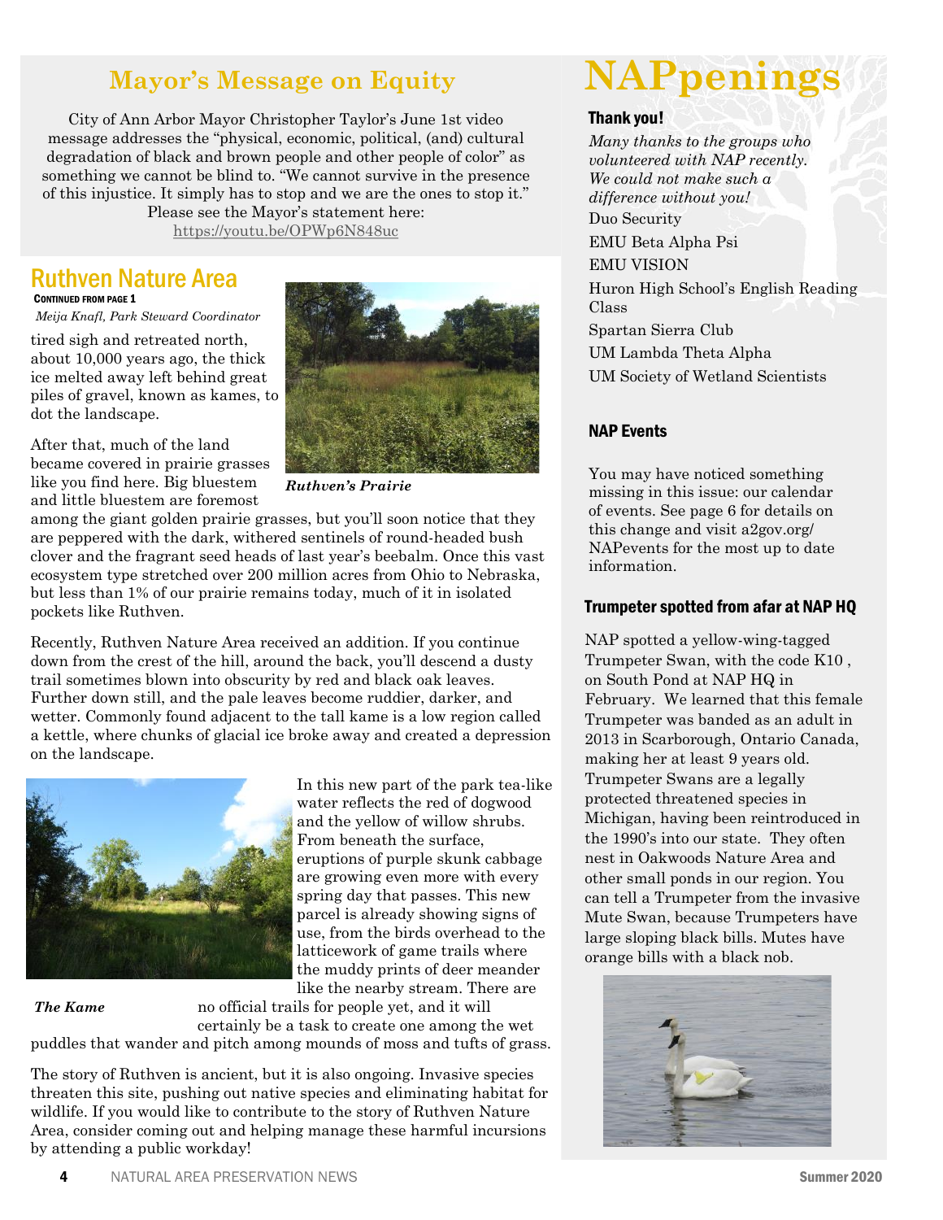## Mayor's Message on Equity

City of Ann Arbor Mayor Christopher Taylor's June 1st video message addresses the "physical, economic, political, (and) cultural degradation of black and brown people and other people of color" as something we cannot be blind to. "We cannot survive in the presence of this injustice. It simply has to stop and we are the ones to stop it." Please see the Mayor's statement here: https://youtu.be/OPWp6N848uc

## Ruthven Nature Area

**Continued from page 1**

*Meija Knafl, Park Steward Coordinator*

tired sigh and retreated north, about 10,000 years ago, the thick ice melted away left behind great piles of gravel, known as kames, to dot the landscape.

After that, much of the land became covered in prairie grasses like you find here. Big bluestem and little bluestem are foremost among the giant golden prairie grasses, but you'll soon notice that they are peppered with the dark, withered sentinels of round-headed bush clover and the fragrant seed heads of last year's beebalm. Once this vast ecosystem type stretched over 200 million acres from Ohio to Nebraska, but less than 1% of our prairie remains today, much of it in isolated pockets like Ruthven.

***Ruthven's Prairie***

Recently, Ruthven Nature Area received an addition. If you continue down from the crest of the hill, around the back, you'll descend a dusty trail sometimes blown into obscurity by red and black oak leaves. Further down still, and the pale leaves become ruddier, darker, and wetter. Commonly found adjacent to the tall kame is a low region called a kettle, where chunks of glacial ice broke away and created a depression on the landscape.

In this new part of the park tea-like water reflects the red of dogwood and the yellow of willow shrubs. From beneath the surface, eruptions of purple skunk cabbage are growing even more with every spring day that passes. This new parcel is already showing signs of use, from the birds overhead to the latticework of game trails where the muddy prints of deer meander like the nearby stream. There are no official trails for people yet, and it will certainly be a task to create one among the wet puddles that wander and pitch among mounds of moss and tufts of grass.

***The Kame***

The story of Ruthven is ancient, but it is also ongoing. Invasive species threaten this site, pushing out native species and eliminating habitat for wildlife. If you would like to contribute to the story of Ruthven Nature Area, consider coming out and helping manage these harmful incursions by attending a public workday!

# NAPpenings

### Thank you!

*Many thanks to the groups who volunteered with NAP recently. We could not make such a difference without you!*

Duo Security

EMU Beta Alpha Psi

EMU VISION

Huron High School's English Reading Class

Spartan Sierra Club

UM Lambda Theta Alpha

UM Society of Wetland Scientists

### NAP Events

You may have noticed something missing in this issue: our calendar of events. See page 6 for details on this change and visit a2gov.org/NAPevents for the most up to date information.

### Trumpeter spotted from afar at NAP HQ

NAP spotted a yellow-wing-tagged Trumpeter Swan, with the code K10 , on South Pond at NAP HQ in February. We learned that this female Trumpeter was banded as an adult in 2013 in Scarborough, Ontario Canada, making her at least 9 years old. Trumpeter Swans are a legally protected threatened species in Michigan, having been reintroduced in the 1990's into our state. They often nest in Oakwoods Nature Area and other small ponds in our region. You can tell a Trumpeter from the invasive Mute Swan, because Trumpeters have large sloping black bills. Mutes have orange bills with a black nob.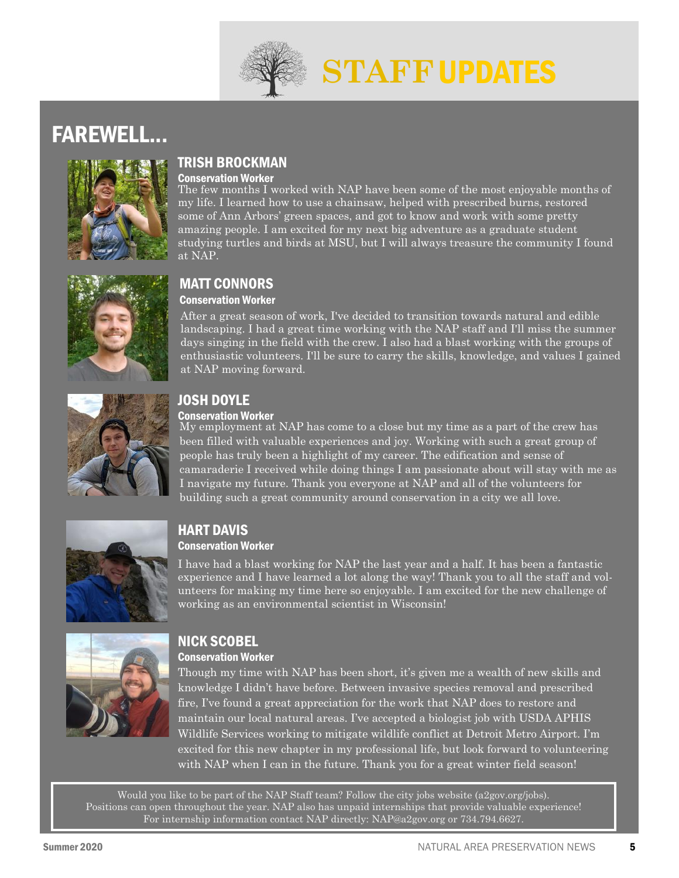# STAFF UPDATES

## FAREWELL...

### TRISH BROCKMAN

**Conservation Worker**

The few months I worked with NAP have been some of the most enjoyable months of my life. I learned how to use a chainsaw, helped with prescribed burns, restored some of Ann Arbors' green spaces, and got to know and work with some pretty amazing people. I am excited for my next big adventure as a graduate student studying turtles and birds at MSU, but I will always treasure the community I found at NAP.

### MATT CONNORS

**Conservation Worker**

After a great season of work, I've decided to transition towards natural and edible landscaping. I had a great time working with the NAP staff and I'll miss the summer days singing in the field with the crew. I also had a blast working with the groups of enthusiastic volunteers. I'll be sure to carry the skills, knowledge, and values I gained at NAP moving forward.

### JOSH DOYLE

**Conservation Worker**

My employment at NAP has come to a close but my time as a part of the crew has been filled with valuable experiences and joy. Working with such a great group of people has truly been a highlight of my career. The edification and sense of camaraderie I received while doing things I am passionate about will stay with me as I navigate my future. Thank you everyone at NAP and all of the volunteers for building such a great community around conservation in a city we all love.

### HART DAVIS

**Conservation Worker**

I have had a blast working for NAP the last year and a half. It has been a fantastic experience and I have learned a lot along the way! Thank you to all the staff and volunteers for making my time here so enjoyable. I am excited for the new challenge of working as an environmental scientist in Wisconsin!

### NICK SCOBEL

**Conservation Worker**

Though my time with NAP has been short, it's given me a wealth of new skills and knowledge I didn't have before. Between invasive species removal and prescribed fire, I've found a great appreciation for the work that NAP does to restore and maintain our local natural areas. I've accepted a biologist job with USDA APHIS Wildlife Services working to mitigate wildlife conflict at Detroit Metro Airport. I'm excited for this new chapter in my professional life, but look forward to volunteering with NAP when I can in the future. Thank you for a great winter field season!

Would you like to be part of the NAP Staff team? Follow the city jobs website (a2gov.org/jobs). Positions can open throughout the year. NAP also has unpaid internships that provide valuable experience! For internship information contact NAP directly: NAP@a2gov.org or 734.794.6627.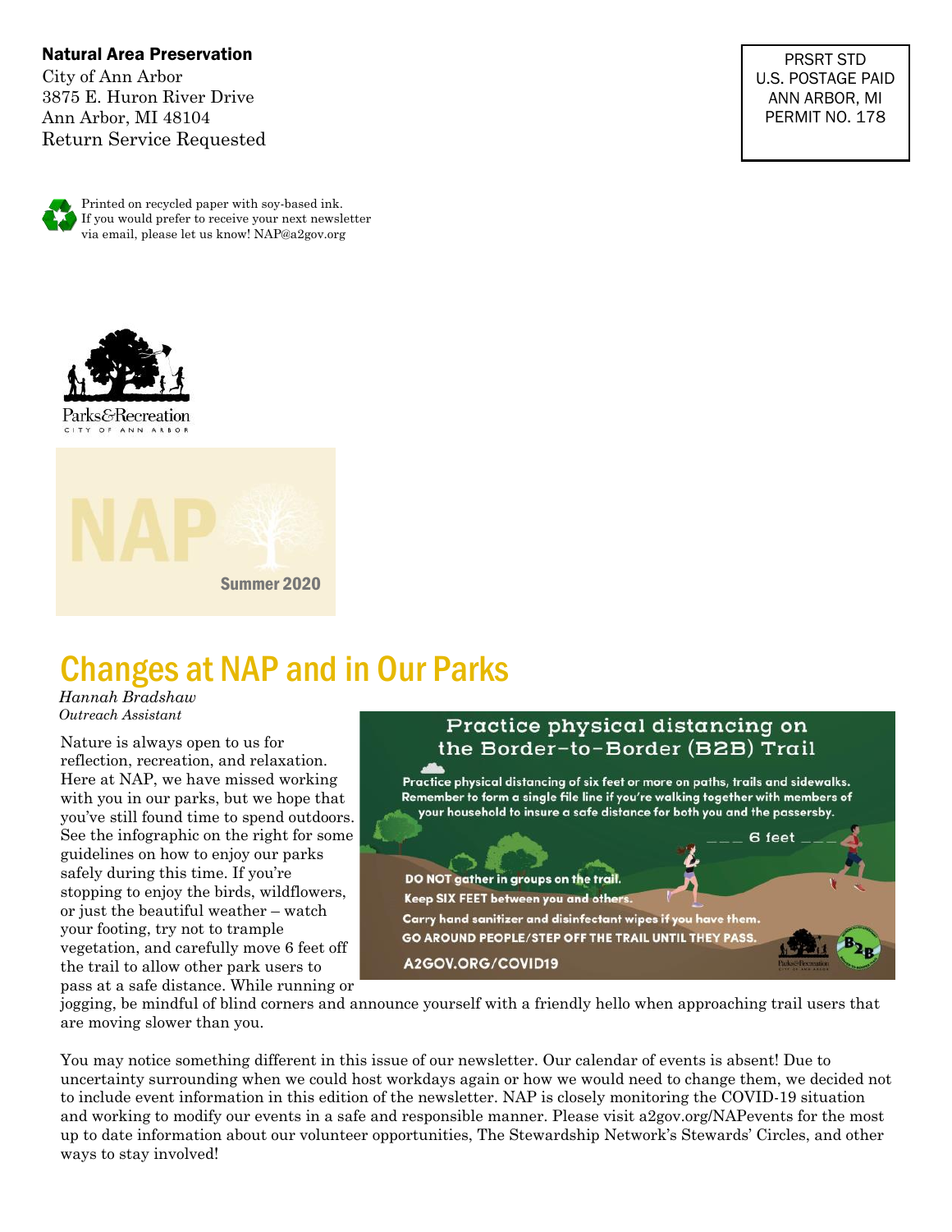**Natural Area Preservation**
City of Ann Arbor
3875 E. Huron River Drive
Ann Arbor, MI 48104
Return Service Requested

PRSRT STD
U.S. POSTAGE PAID
ANN ARBOR, MI
PERMIT NO. 178

Printed on recycled paper with soy-based ink. If you would prefer to receive your next newsletter via email, please let us know! NAP@a2gov.org

Parks&Recreation
CITY OF ANN ARBOR

NAP
Summer 2020

# Changes at NAP and in Our Parks

*Hannah Bradshaw*
*Outreach Assistant*

Nature is always open to us for reflection, recreation, and relaxation. Here at NAP, we have missed working with you in our parks, but we hope that you've still found time to spend outdoors. See the infographic on the right for some guidelines on how to enjoy our parks safely during this time. If you're stopping to enjoy the birds, wildflowers, or just the beautiful weather – watch your footing, try not to trample vegetation, and carefully move 6 feet off the trail to allow other park users to pass at a safe distance. While running or jogging, be mindful of blind corners and announce yourself with a friendly hello when approaching trail users that are moving slower than you.

Practice physical distancing on the Border-to-Border (B2B) Trail

Practice physical distancing of six feet or more on paths, trails and sidewalks. Remember to form a single file line if you're walking together with members of your household to insure a safe distance for both you and the passersby.

6 feet

DO NOT gather in groups on the trail.
Keep SIX FEET between you and others.
Carry hand sanitizer and disinfectant wipes if you have them.
GO AROUND PEOPLE/STEP OFF THE TRAIL UNTIL THEY PASS.

A2GOV.ORG/COVID19

You may notice something different in this issue of our newsletter. Our calendar of events is absent! Due to uncertainty surrounding when we could host workdays again or how we would need to change them, we decided not to include event information in this edition of the newsletter. NAP is closely monitoring the COVID-19 situation and working to modify our events in a safe and responsible manner. Please visit a2gov.org/NAPevents for the most up to date information about our volunteer opportunities, The Stewardship Network's Stewards' Circles, and other ways to stay involved!